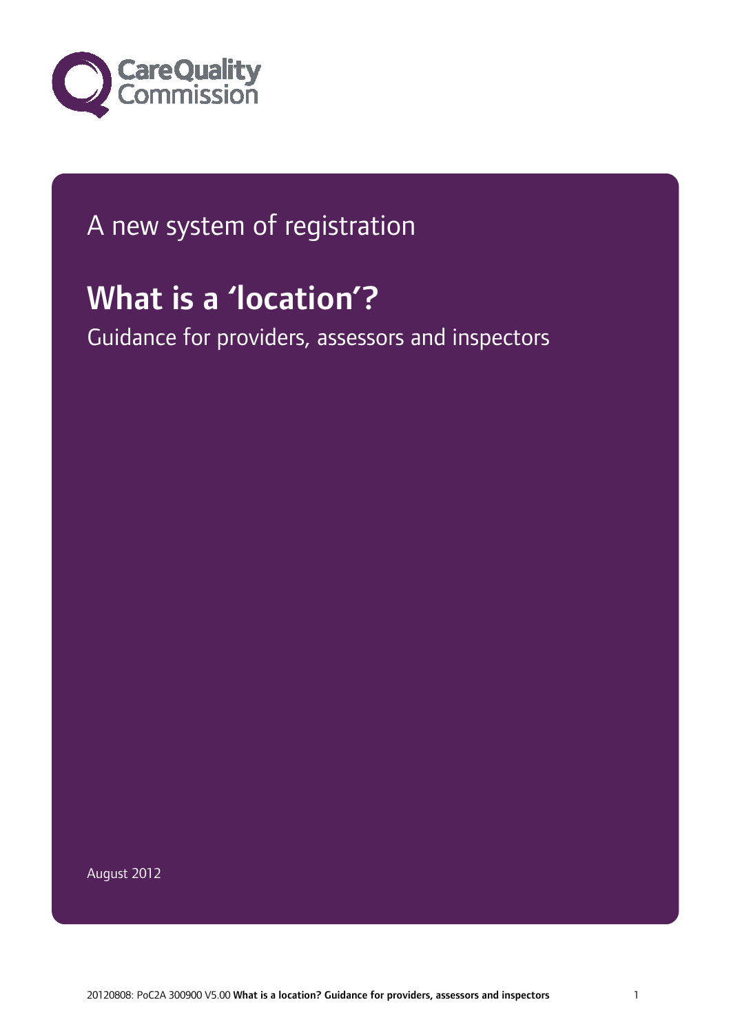Care Quality Commission

A new system of registration

# What is a 'location'?

Guidance for providers, assessors and inspectors

August 2012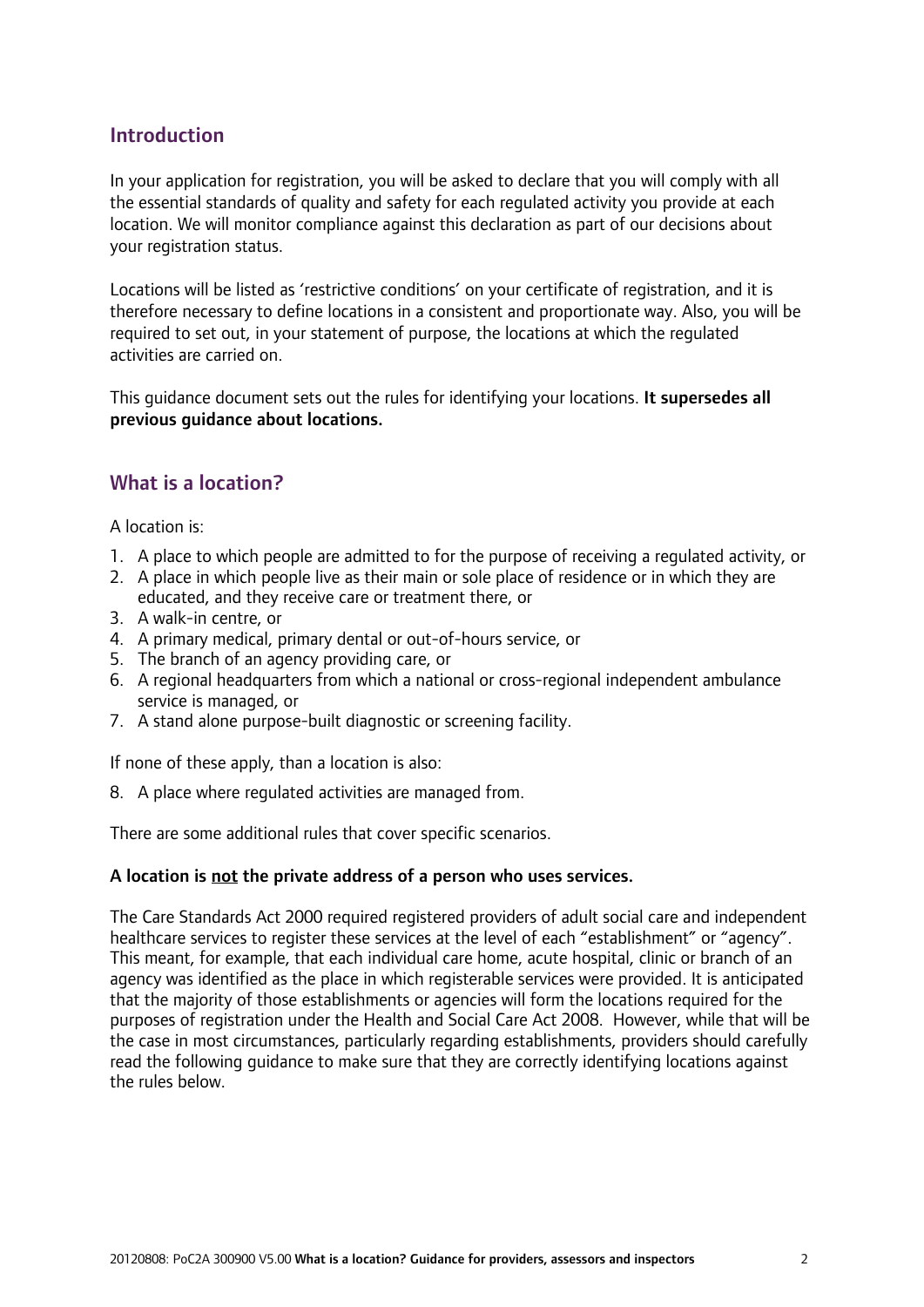## Introduction

In your application for registration, you will be asked to declare that you will comply with all the essential standards of quality and safety for each regulated activity you provide at each location. We will monitor compliance against this declaration as part of our decisions about your registration status.

Locations will be listed as 'restrictive conditions' on your certificate of registration, and it is therefore necessary to define locations in a consistent and proportionate way. Also, you will be required to set out, in your statement of purpose, the locations at which the regulated activities are carried on.

This guidance document sets out the rules for identifying your locations. **It supersedes all previous guidance about locations.**

## What is a location?

A location is:

1. A place to which people are admitted to for the purpose of receiving a regulated activity, or
2. A place in which people live as their main or sole place of residence or in which they are educated, and they receive care or treatment there, or
3. A walk-in centre, or
4. A primary medical, primary dental or out-of-hours service, or
5. The branch of an agency providing care, or
6. A regional headquarters from which a national or cross-regional independent ambulance service is managed, or
7. A stand alone purpose-built diagnostic or screening facility.

If none of these apply, than a location is also:

8. A place where regulated activities are managed from.

There are some additional rules that cover specific scenarios.

**A location is <u>not</u> the private address of a person who uses services.**

The Care Standards Act 2000 required registered providers of adult social care and independent healthcare services to register these services at the level of each "establishment" or "agency". This meant, for example, that each individual care home, acute hospital, clinic or branch of an agency was identified as the place in which registerable services were provided. It is anticipated that the majority of those establishments or agencies will form the locations required for the purposes of registration under the Health and Social Care Act 2008. However, while that will be the case in most circumstances, particularly regarding establishments, providers should carefully read the following guidance to make sure that they are correctly identifying locations against the rules below.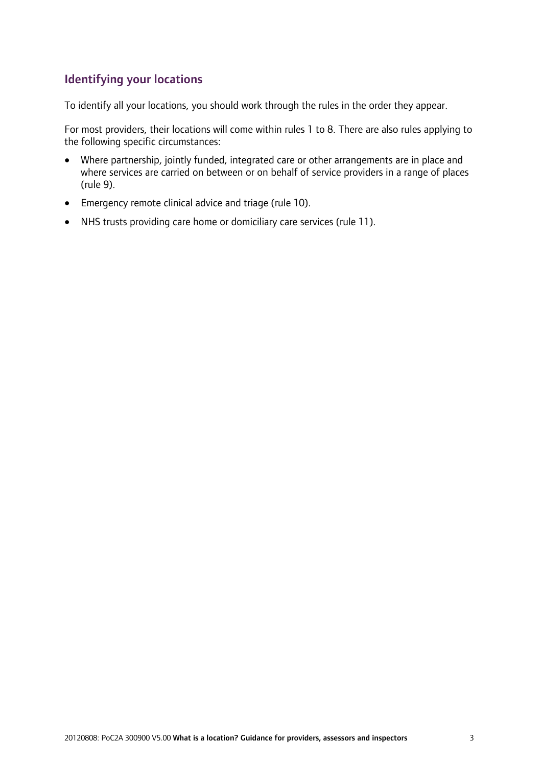## Identifying your locations

To identify all your locations, you should work through the rules in the order they appear.

For most providers, their locations will come within rules 1 to 8. There are also rules applying to the following specific circumstances:

- Where partnership, jointly funded, integrated care or other arrangements are in place and where services are carried on between or on behalf of service providers in a range of places (rule 9).
- Emergency remote clinical advice and triage (rule 10).
- NHS trusts providing care home or domiciliary care services (rule 11).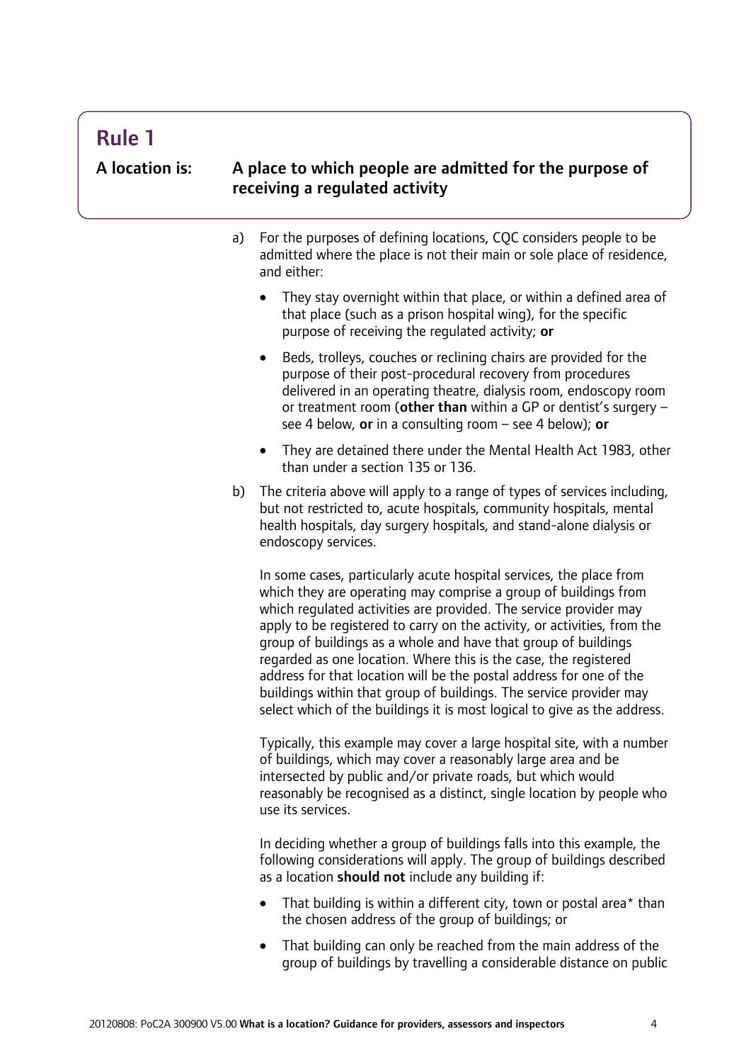## Rule 1

**A location is:** **A place to which people are admitted for the purpose of receiving a regulated activity**

a) For the purposes of defining locations, CQC considers people to be admitted where the place is not their main or sole place of residence, and either:

- They stay overnight within that place, or within a defined area of that place (such as a prison hospital wing), for the specific purpose of receiving the regulated activity; **or**
- Beds, trolleys, couches or reclining chairs are provided for the purpose of their post-procedural recovery from procedures delivered in an operating theatre, dialysis room, endoscopy room or treatment room (**other than** within a GP or dentist's surgery – see 4 below, **or** in a consulting room – see 4 below); **or**
- They are detained there under the Mental Health Act 1983, other than under a section 135 or 136.

b) The criteria above will apply to a range of types of services including, but not restricted to, acute hospitals, community hospitals, mental health hospitals, day surgery hospitals, and stand-alone dialysis or endoscopy services.

In some cases, particularly acute hospital services, the place from which they are operating may comprise a group of buildings from which regulated activities are provided. The service provider may apply to be registered to carry on the activity, or activities, from the group of buildings as a whole and have that group of buildings regarded as one location. Where this is the case, the registered address for that location will be the postal address for one of the buildings within that group of buildings. The service provider may select which of the buildings it is most logical to give as the address.

Typically, this example may cover a large hospital site, with a number of buildings, which may cover a reasonably large area and be intersected by public and/or private roads, but which would reasonably be recognised as a distinct, single location by people who use its services.

In deciding whether a group of buildings falls into this example, the following considerations will apply. The group of buildings described as a location **should not** include any building if:

- That building is within a different city, town or postal area* than the chosen address of the group of buildings; or
- That building can only be reached from the main address of the group of buildings by travelling a considerable distance on public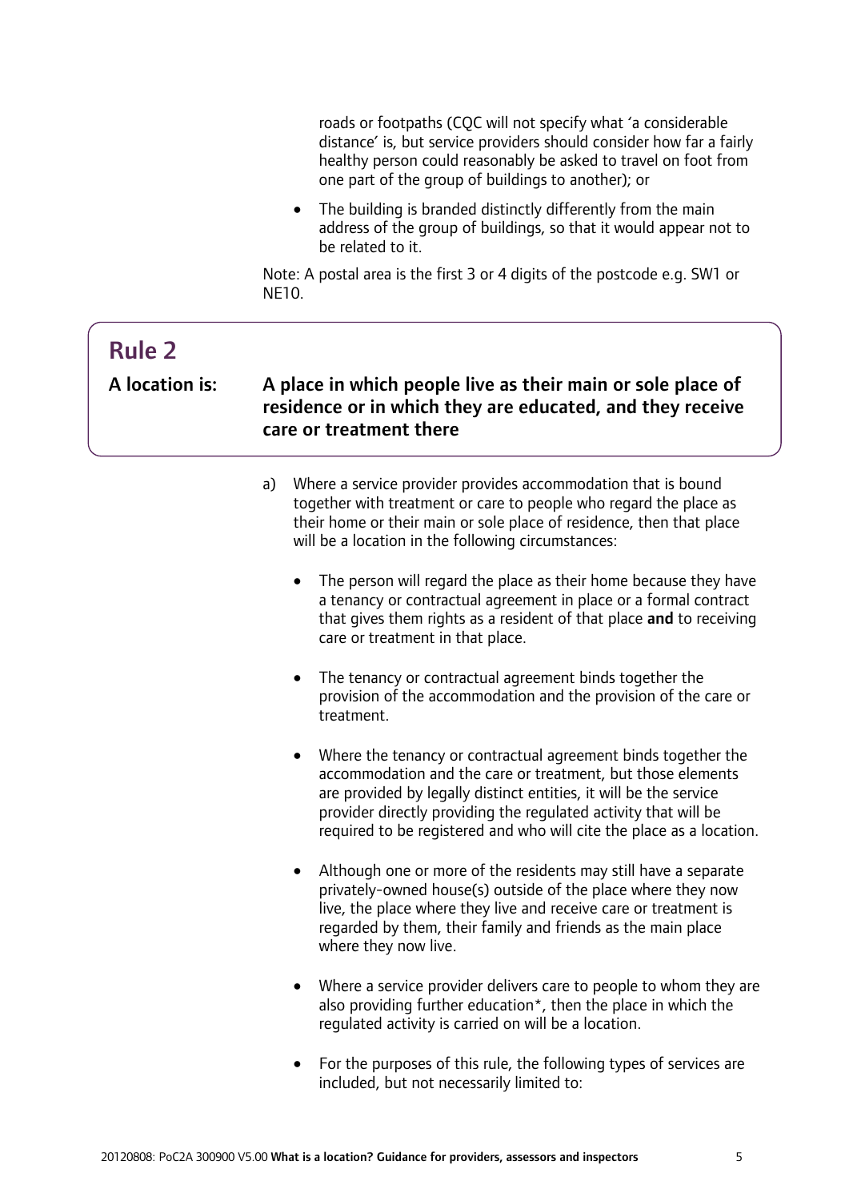roads or footpaths (CQC will not specify what 'a considerable distance' is, but service providers should consider how far a fairly healthy person could reasonably be asked to travel on foot from one part of the group of buildings to another); or

- The building is branded distinctly differently from the main address of the group of buildings, so that it would appear not to be related to it.

Note: A postal area is the first 3 or 4 digits of the postcode e.g. SW1 or NE10.

## Rule 2

**A location is: A place in which people live as their main or sole place of residence or in which they are educated, and they receive care or treatment there**

a) Where a service provider provides accommodation that is bound together with treatment or care to people who regard the place as their home or their main or sole place of residence, then that place will be a location in the following circumstances:

- The person will regard the place as their home because they have a tenancy or contractual agreement in place or a formal contract that gives them rights as a resident of that place **and** to receiving care or treatment in that place.

- The tenancy or contractual agreement binds together the provision of the accommodation and the provision of the care or treatment.

- Where the tenancy or contractual agreement binds together the accommodation and the care or treatment, but those elements are provided by legally distinct entities, it will be the service provider directly providing the regulated activity that will be required to be registered and who will cite the place as a location.

- Although one or more of the residents may still have a separate privately-owned house(s) outside of the place where they now live, the place where they live and receive care or treatment is regarded by them, their family and friends as the main place where they now live.

- Where a service provider delivers care to people to whom they are also providing further education*, then the place in which the regulated activity is carried on will be a location.

- For the purposes of this rule, the following types of services are included, but not necessarily limited to: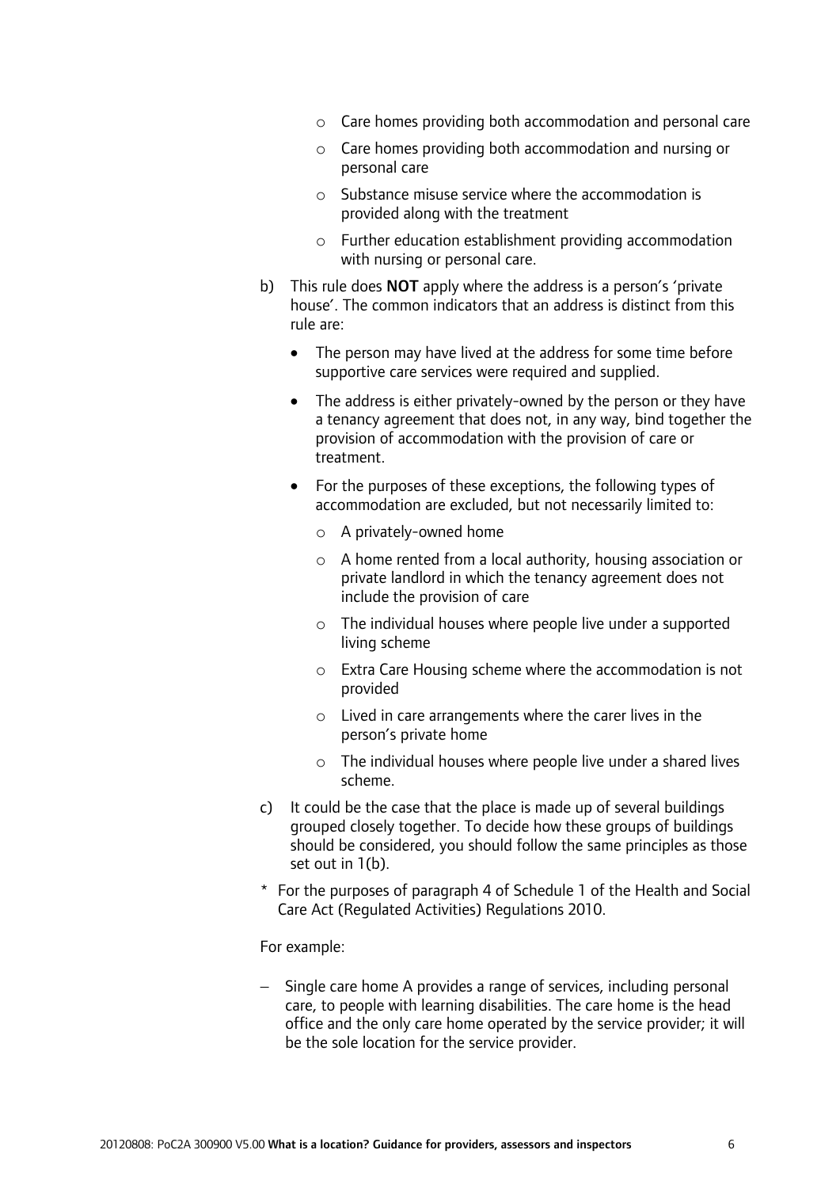- Care homes providing both accommodation and personal care
    - Care homes providing both accommodation and nursing or personal care
    - Substance misuse service where the accommodation is provided along with the treatment
    - Further education establishment providing accommodation with nursing or personal care.

b) This rule does **NOT** apply where the address is a person's 'private house'. The common indicators that an address is distinct from this rule are:

    - The person may have lived at the address for some time before supportive care services were required and supplied.
    - The address is either privately-owned by the person or they have a tenancy agreement that does not, in any way, bind together the provision of accommodation with the provision of care or treatment.
    - For the purposes of these exceptions, the following types of accommodation are excluded, but not necessarily limited to:
        - A privately-owned home
        - A home rented from a local authority, housing association or private landlord in which the tenancy agreement does not include the provision of care
        - The individual houses where people live under a supported living scheme
        - Extra Care Housing scheme where the accommodation is not provided
        - Lived in care arrangements where the carer lives in the person's private home
        - The individual houses where people live under a shared lives scheme.

c) It could be the case that the place is made up of several buildings grouped closely together. To decide how these groups of buildings should be considered, you should follow the same principles as those set out in 1(b).

\* For the purposes of paragraph 4 of Schedule 1 of the Health and Social Care Act (Regulated Activities) Regulations 2010.

For example:

- Single care home A provides a range of services, including personal care, to people with learning disabilities. The care home is the head office and the only care home operated by the service provider; it will be the sole location for the service provider.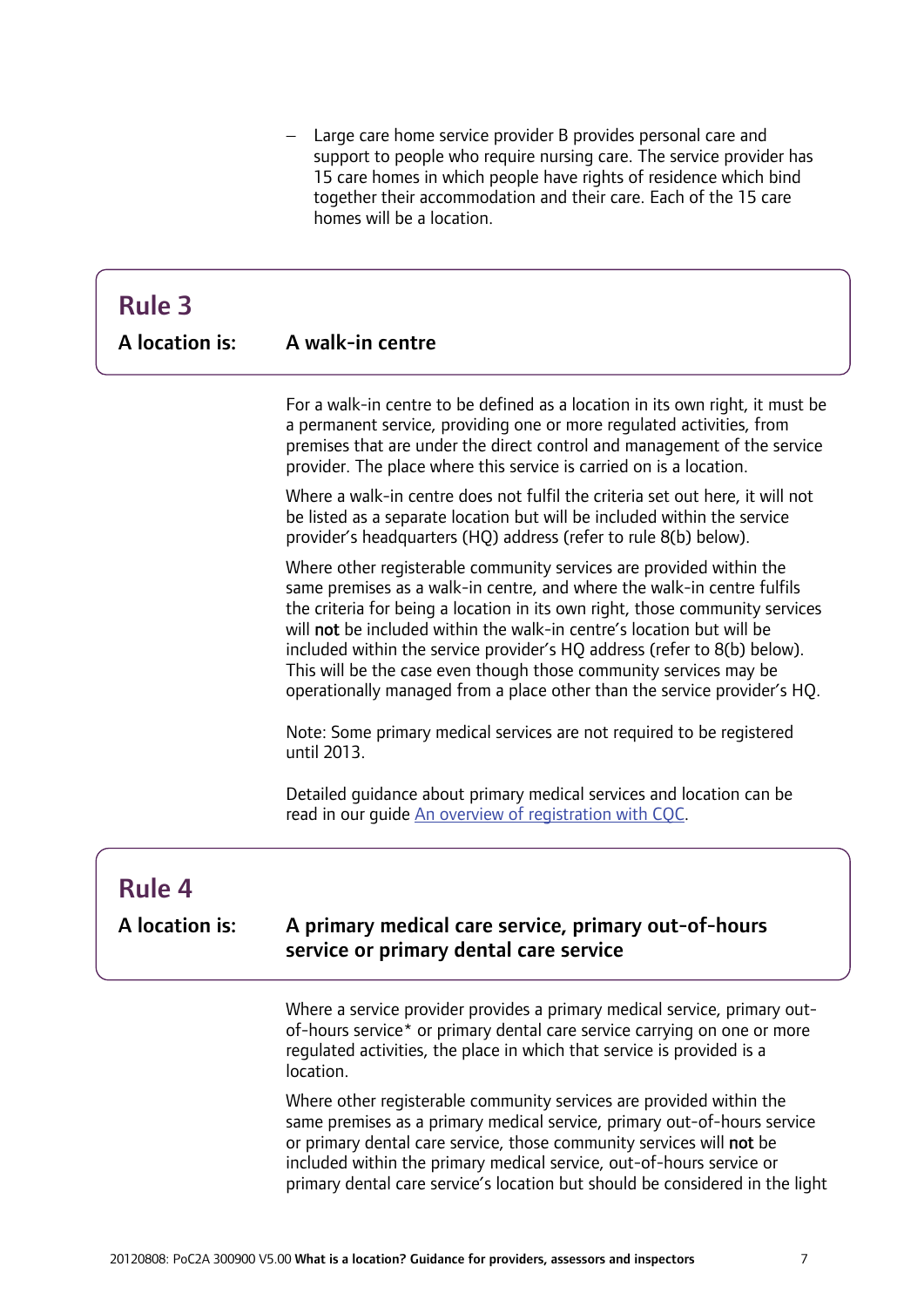- Large care home service provider B provides personal care and support to people who require nursing care. The service provider has 15 care homes in which people have rights of residence which bind together their accommodation and their care. Each of the 15 care homes will be a location.

## Rule 3

**A location is:** **A walk-in centre**

For a walk-in centre to be defined as a location in its own right, it must be a permanent service, providing one or more regulated activities, from premises that are under the direct control and management of the service provider. The place where this service is carried on is a location.

Where a walk-in centre does not fulfil the criteria set out here, it will not be listed as a separate location but will be included within the service provider's headquarters (HQ) address (refer to rule 8(b) below).

Where other registerable community services are provided within the same premises as a walk-in centre, and where the walk-in centre fulfils the criteria for being a location in its own right, those community services will **not** be included within the walk-in centre's location but will be included within the service provider's HQ address (refer to 8(b) below). This will be the case even though those community services may be operationally managed from a place other than the service provider's HQ.

Note: Some primary medical services are not required to be registered until 2013.

Detailed guidance about primary medical services and location can be read in our guide [An overview of registration with CQC](#).

## Rule 4

**A location is:** **A primary medical care service, primary out-of-hours service or primary dental care service**

Where a service provider provides a primary medical service, primary out-of-hours service* or primary dental care service carrying on one or more regulated activities, the place in which that service is provided is a location.

Where other registerable community services are provided within the same premises as a primary medical service, primary out-of-hours service or primary dental care service, those community services will **not** be included within the primary medical service, out-of-hours service or primary dental care service's location but should be considered in the light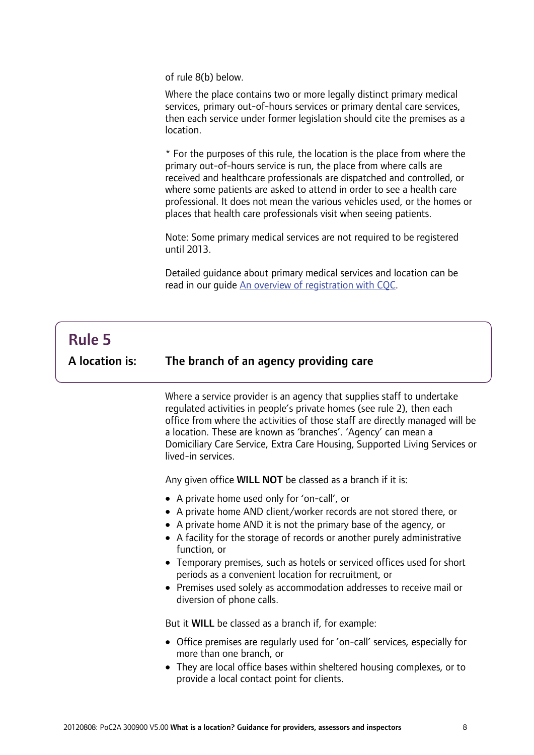of rule 8(b) below.

Where the place contains two or more legally distinct primary medical services, primary out-of-hours services or primary dental care services, then each service under former legislation should cite the premises as a location.

* For the purposes of this rule, the location is the place from where the primary out-of-hours service is run, the place from where calls are received and healthcare professionals are dispatched and controlled, or where some patients are asked to attend in order to see a health care professional. It does not mean the various vehicles used, or the homes or places that health care professionals visit when seeing patients.

Note: Some primary medical services are not required to be registered until 2013.

Detailed guidance about primary medical services and location can be read in our guide [An overview of registration with CQC](An overview of registration with CQC).

## Rule 5

**A location is: The branch of an agency providing care**

Where a service provider is an agency that supplies staff to undertake regulated activities in people's private homes (see rule 2), then each office from where the activities of those staff are directly managed will be a location. These are known as 'branches'. 'Agency' can mean a Domiciliary Care Service, Extra Care Housing, Supported Living Services or lived-in services.

Any given office **WILL NOT** be classed as a branch if it is:

- A private home used only for 'on-call', or
- A private home AND client/worker records are not stored there, or
- A private home AND it is not the primary base of the agency, or
- A facility for the storage of records or another purely administrative function, or
- Temporary premises, such as hotels or serviced offices used for short periods as a convenient location for recruitment, or
- Premises used solely as accommodation addresses to receive mail or diversion of phone calls.

But it **WILL** be classed as a branch if, for example:

- Office premises are regularly used for 'on-call' services, especially for more than one branch, or
- They are local office bases within sheltered housing complexes, or to provide a local contact point for clients.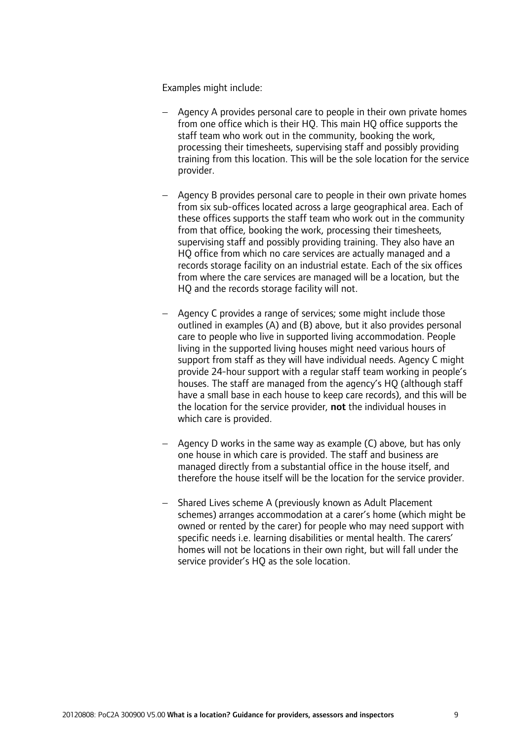Examples might include:

- Agency A provides personal care to people in their own private homes from one office which is their HQ. This main HQ office supports the staff team who work out in the community, booking the work, processing their timesheets, supervising staff and possibly providing training from this location. This will be the sole location for the service provider.

- Agency B provides personal care to people in their own private homes from six sub-offices located across a large geographical area. Each of these offices supports the staff team who work out in the community from that office, booking the work, processing their timesheets, supervising staff and possibly providing training. They also have an HQ office from which no care services are actually managed and a records storage facility on an industrial estate. Each of the six offices from where the care services are managed will be a location, but the HQ and the records storage facility will not.

- Agency C provides a range of services; some might include those outlined in examples (A) and (B) above, but it also provides personal care to people who live in supported living accommodation. People living in the supported living houses might need various hours of support from staff as they will have individual needs. Agency C might provide 24-hour support with a regular staff team working in people's houses. The staff are managed from the agency's HQ (although staff have a small base in each house to keep care records), and this will be the location for the service provider, **not** the individual houses in which care is provided.

- Agency D works in the same way as example (C) above, but has only one house in which care is provided. The staff and business are managed directly from a substantial office in the house itself, and therefore the house itself will be the location for the service provider.

- Shared Lives scheme A (previously known as Adult Placement schemes) arranges accommodation at a carer's home (which might be owned or rented by the carer) for people who may need support with specific needs i.e. learning disabilities or mental health. The carers' homes will not be locations in their own right, but will fall under the service provider's HQ as the sole location.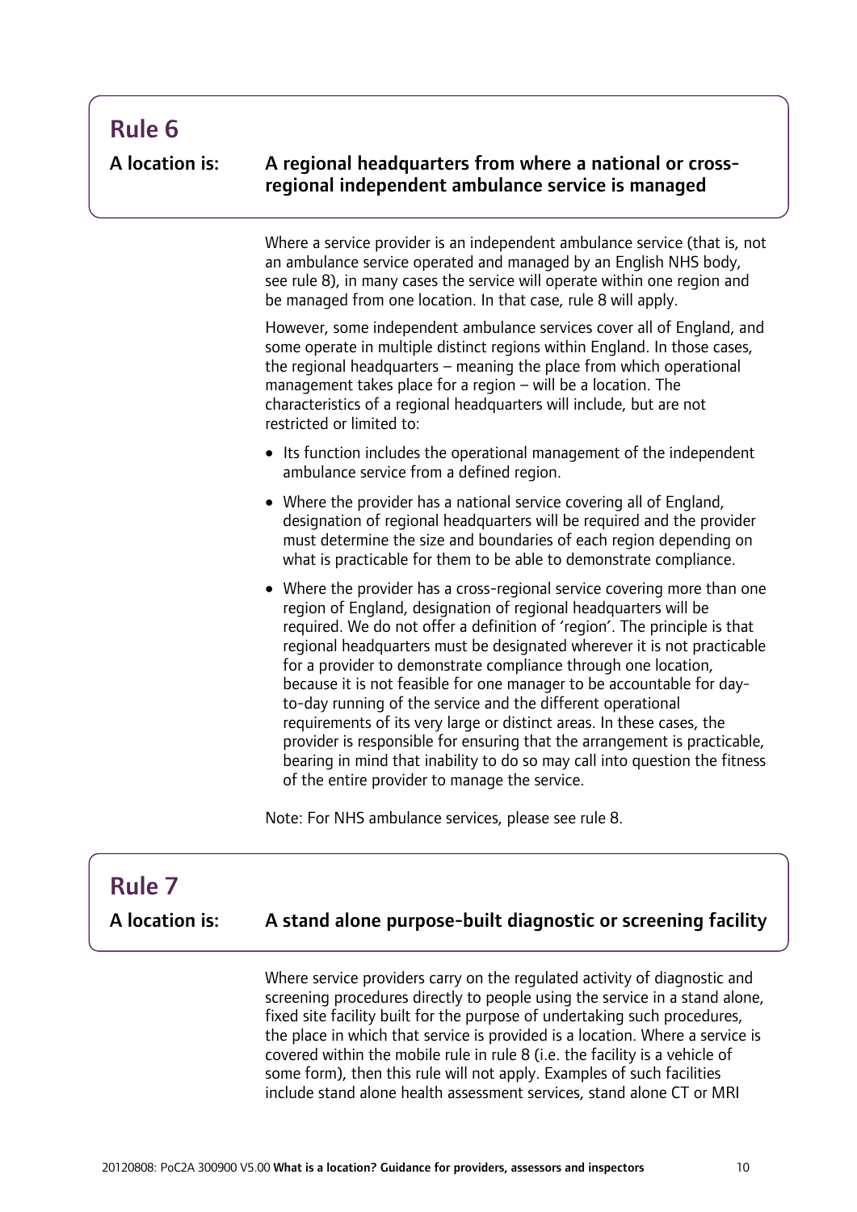## Rule 6

**A location is:** **A regional headquarters from where a national or cross-regional independent ambulance service is managed**

Where a service provider is an independent ambulance service (that is, not an ambulance service operated and managed by an English NHS body, see rule 8), in many cases the service will operate within one region and be managed from one location. In that case, rule 8 will apply.

However, some independent ambulance services cover all of England, and some operate in multiple distinct regions within England. In those cases, the regional headquarters – meaning the place from which operational management takes place for a region – will be a location. The characteristics of a regional headquarters will include, but are not restricted or limited to:

- Its function includes the operational management of the independent ambulance service from a defined region.
- Where the provider has a national service covering all of England, designation of regional headquarters will be required and the provider must determine the size and boundaries of each region depending on what is practicable for them to be able to demonstrate compliance.
- Where the provider has a cross-regional service covering more than one region of England, designation of regional headquarters will be required. We do not offer a definition of 'region'. The principle is that regional headquarters must be designated wherever it is not practicable for a provider to demonstrate compliance through one location, because it is not feasible for one manager to be accountable for day-to-day running of the service and the different operational requirements of its very large or distinct areas. In these cases, the provider is responsible for ensuring that the arrangement is practicable, bearing in mind that inability to do so may call into question the fitness of the entire provider to manage the service.

Note: For NHS ambulance services, please see rule 8.

## Rule 7

**A location is:** **A stand alone purpose-built diagnostic or screening facility**

Where service providers carry on the regulated activity of diagnostic and screening procedures directly to people using the service in a stand alone, fixed site facility built for the purpose of undertaking such procedures, the place in which that service is provided is a location. Where a service is covered within the mobile rule in rule 8 (i.e. the facility is a vehicle of some form), then this rule will not apply. Examples of such facilities include stand alone health assessment services, stand alone CT or MRI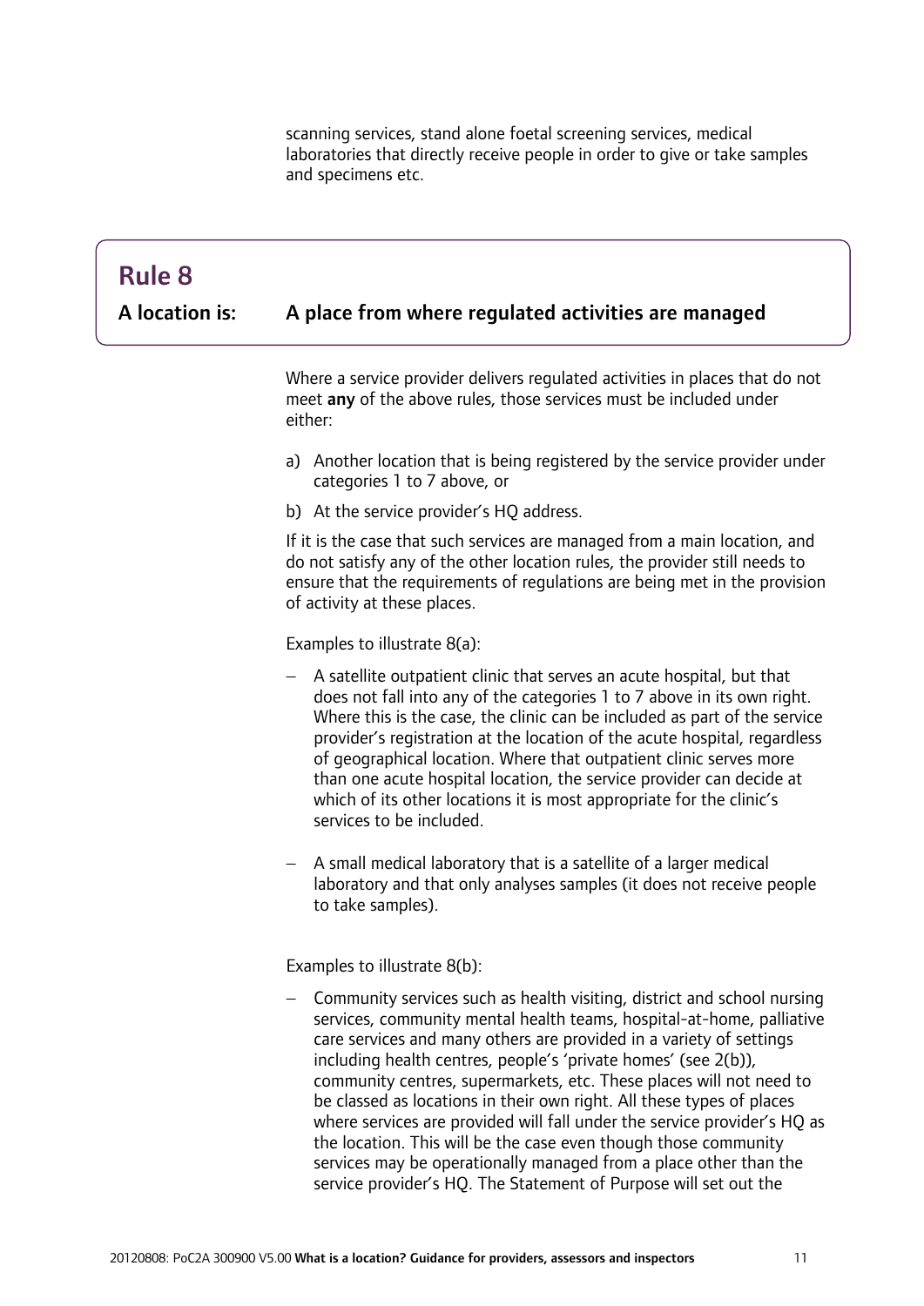scanning services, stand alone foetal screening services, medical laboratories that directly receive people in order to give or take samples and specimens etc.

## Rule 8

**A location is: A place from where regulated activities are managed**

Where a service provider delivers regulated activities in places that do not meet **any** of the above rules, those services must be included under either:

a) Another location that is being registered by the service provider under categories 1 to 7 above, or

b) At the service provider's HQ address.

If it is the case that such services are managed from a main location, and do not satisfy any of the other location rules, the provider still needs to ensure that the requirements of regulations are being met in the provision of activity at these places.

Examples to illustrate 8(a):

- A satellite outpatient clinic that serves an acute hospital, but that does not fall into any of the categories 1 to 7 above in its own right. Where this is the case, the clinic can be included as part of the service provider's registration at the location of the acute hospital, regardless of geographical location. Where that outpatient clinic serves more than one acute hospital location, the service provider can decide at which of its other locations it is most appropriate for the clinic's services to be included.

- A small medical laboratory that is a satellite of a larger medical laboratory and that only analyses samples (it does not receive people to take samples).

Examples to illustrate 8(b):

- Community services such as health visiting, district and school nursing services, community mental health teams, hospital-at-home, palliative care services and many others are provided in a variety of settings including health centres, people's 'private homes' (see 2(b)), community centres, supermarkets, etc. These places will not need to be classed as locations in their own right. All these types of places where services are provided will fall under the service provider's HQ as the location. This will be the case even though those community services may be operationally managed from a place other than the service provider's HQ. The Statement of Purpose will set out the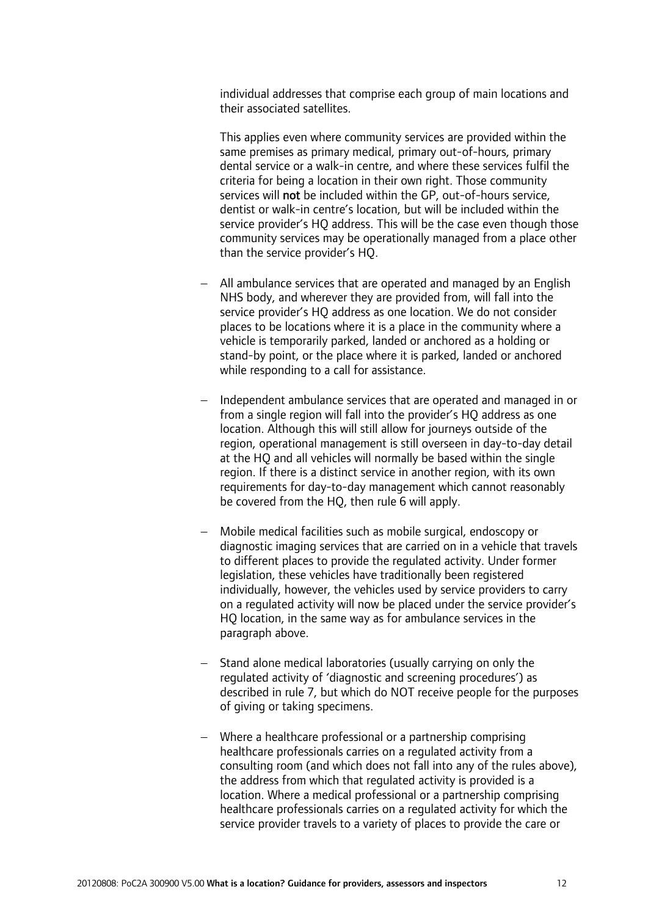individual addresses that comprise each group of main locations and their associated satellites.

This applies even where community services are provided within the same premises as primary medical, primary out-of-hours, primary dental service or a walk-in centre, and where these services fulfil the criteria for being a location in their own right. Those community services will **not** be included within the GP, out-of-hours service, dentist or walk-in centre's location, but will be included within the service provider's HQ address. This will be the case even though those community services may be operationally managed from a place other than the service provider's HQ.

- All ambulance services that are operated and managed by an English NHS body, and wherever they are provided from, will fall into the service provider's HQ address as one location. We do not consider places to be locations where it is a place in the community where a vehicle is temporarily parked, landed or anchored as a holding or stand-by point, or the place where it is parked, landed or anchored while responding to a call for assistance.

- Independent ambulance services that are operated and managed in or from a single region will fall into the provider's HQ address as one location. Although this will still allow for journeys outside of the region, operational management is still overseen in day-to-day detail at the HQ and all vehicles will normally be based within the single region. If there is a distinct service in another region, with its own requirements for day-to-day management which cannot reasonably be covered from the HQ, then rule 6 will apply.

- Mobile medical facilities such as mobile surgical, endoscopy or diagnostic imaging services that are carried on in a vehicle that travels to different places to provide the regulated activity. Under former legislation, these vehicles have traditionally been registered individually, however, the vehicles used by service providers to carry on a regulated activity will now be placed under the service provider's HQ location, in the same way as for ambulance services in the paragraph above.

- Stand alone medical laboratories (usually carrying on only the regulated activity of 'diagnostic and screening procedures') as described in rule 7, but which do NOT receive people for the purposes of giving or taking specimens.

- Where a healthcare professional or a partnership comprising healthcare professionals carries on a regulated activity from a consulting room (and which does not fall into any of the rules above), the address from which that regulated activity is provided is a location. Where a medical professional or a partnership comprising healthcare professionals carries on a regulated activity for which the service provider travels to a variety of places to provide the care or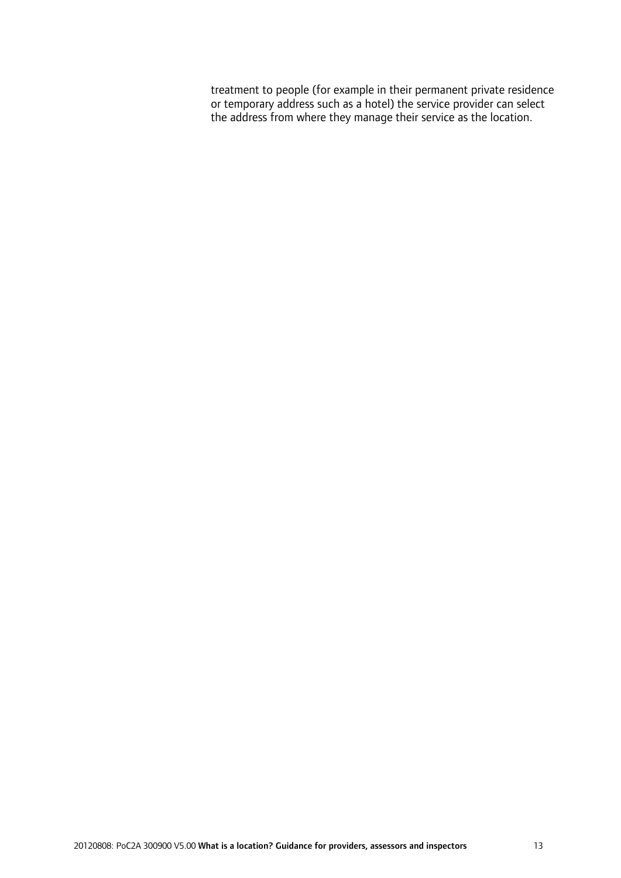treatment to people (for example in their permanent private residence or temporary address such as a hotel) the service provider can select the address from where they manage their service as the location.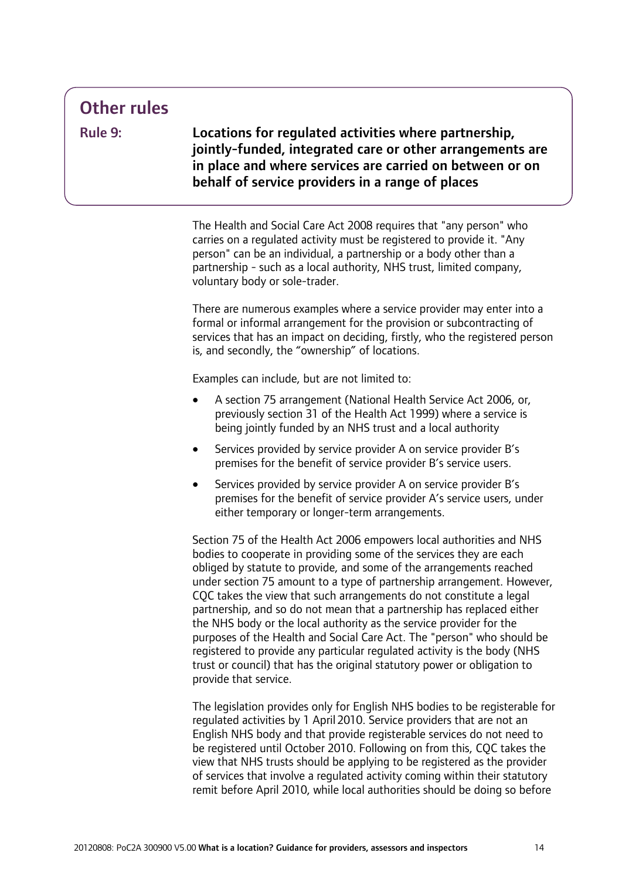## Other rules

### Rule 9: Locations for regulated activities where partnership, jointly-funded, integrated care or other arrangements are in place and where services are carried on between or on behalf of service providers in a range of places

The Health and Social Care Act 2008 requires that "any person" who carries on a regulated activity must be registered to provide it. "Any person" can be an individual, a partnership or a body other than a partnership - such as a local authority, NHS trust, limited company, voluntary body or sole-trader.

There are numerous examples where a service provider may enter into a formal or informal arrangement for the provision or subcontracting of services that has an impact on deciding, firstly, who the registered person is, and secondly, the "ownership" of locations.

Examples can include, but are not limited to:

- A section 75 arrangement (National Health Service Act 2006, or, previously section 31 of the Health Act 1999) where a service is being jointly funded by an NHS trust and a local authority
- Services provided by service provider A on service provider B's premises for the benefit of service provider B's service users.
- Services provided by service provider A on service provider B's premises for the benefit of service provider A's service users, under either temporary or longer-term arrangements.

Section 75 of the Health Act 2006 empowers local authorities and NHS bodies to cooperate in providing some of the services they are each obliged by statute to provide, and some of the arrangements reached under section 75 amount to a type of partnership arrangement. However, CQC takes the view that such arrangements do not constitute a legal partnership, and so do not mean that a partnership has replaced either the NHS body or the local authority as the service provider for the purposes of the Health and Social Care Act. The "person" who should be registered to provide any particular regulated activity is the body (NHS trust or council) that has the original statutory power or obligation to provide that service.

The legislation provides only for English NHS bodies to be registerable for regulated activities by 1 April 2010. Service providers that are not an English NHS body and that provide registerable services do not need to be registered until October 2010. Following on from this, CQC takes the view that NHS trusts should be applying to be registered as the provider of services that involve a regulated activity coming within their statutory remit before April 2010, while local authorities should be doing so before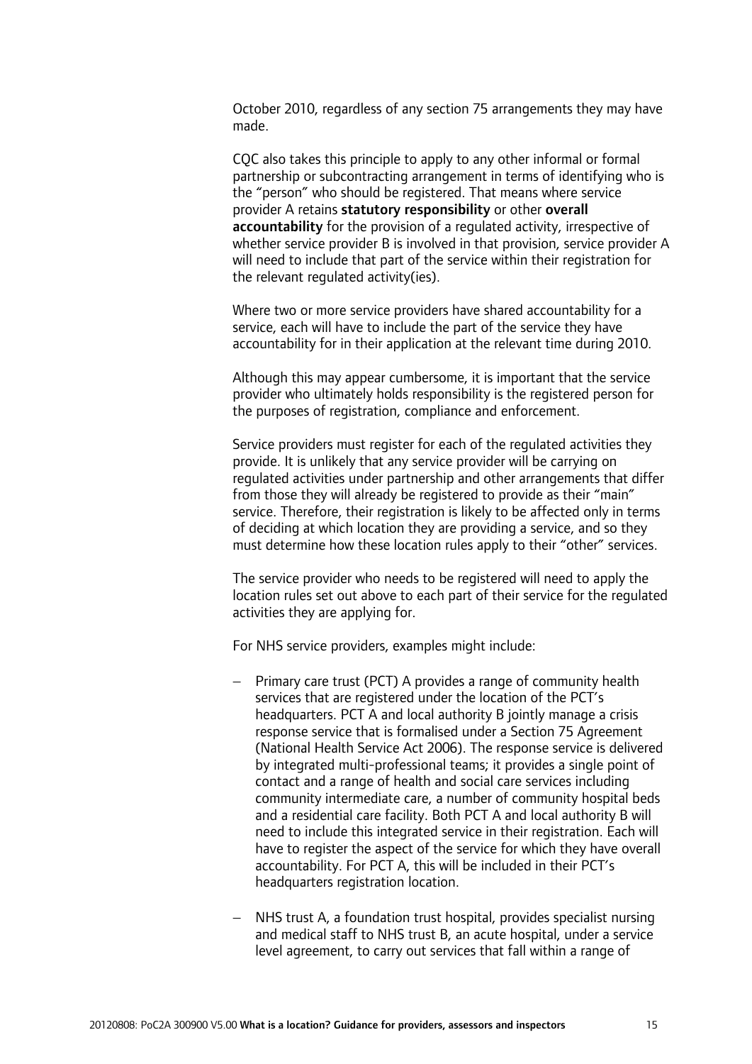October 2010, regardless of any section 75 arrangements they may have made.

CQC also takes this principle to apply to any other informal or formal partnership or subcontracting arrangement in terms of identifying who is the "person" who should be registered. That means where service provider A retains **statutory responsibility** or other **overall accountability** for the provision of a regulated activity, irrespective of whether service provider B is involved in that provision, service provider A will need to include that part of the service within their registration for the relevant regulated activity(ies).

Where two or more service providers have shared accountability for a service, each will have to include the part of the service they have accountability for in their application at the relevant time during 2010.

Although this may appear cumbersome, it is important that the service provider who ultimately holds responsibility is the registered person for the purposes of registration, compliance and enforcement.

Service providers must register for each of the regulated activities they provide. It is unlikely that any service provider will be carrying on regulated activities under partnership and other arrangements that differ from those they will already be registered to provide as their "main" service. Therefore, their registration is likely to be affected only in terms of deciding at which location they are providing a service, and so they must determine how these location rules apply to their "other" services.

The service provider who needs to be registered will need to apply the location rules set out above to each part of their service for the regulated activities they are applying for.

For NHS service providers, examples might include:

- Primary care trust (PCT) A provides a range of community health services that are registered under the location of the PCT's headquarters. PCT A and local authority B jointly manage a crisis response service that is formalised under a Section 75 Agreement (National Health Service Act 2006). The response service is delivered by integrated multi-professional teams; it provides a single point of contact and a range of health and social care services including community intermediate care, a number of community hospital beds and a residential care facility. Both PCT A and local authority B will need to include this integrated service in their registration. Each will have to register the aspect of the service for which they have overall accountability. For PCT A, this will be included in their PCT's headquarters registration location.

- NHS trust A, a foundation trust hospital, provides specialist nursing and medical staff to NHS trust B, an acute hospital, under a service level agreement, to carry out services that fall within a range of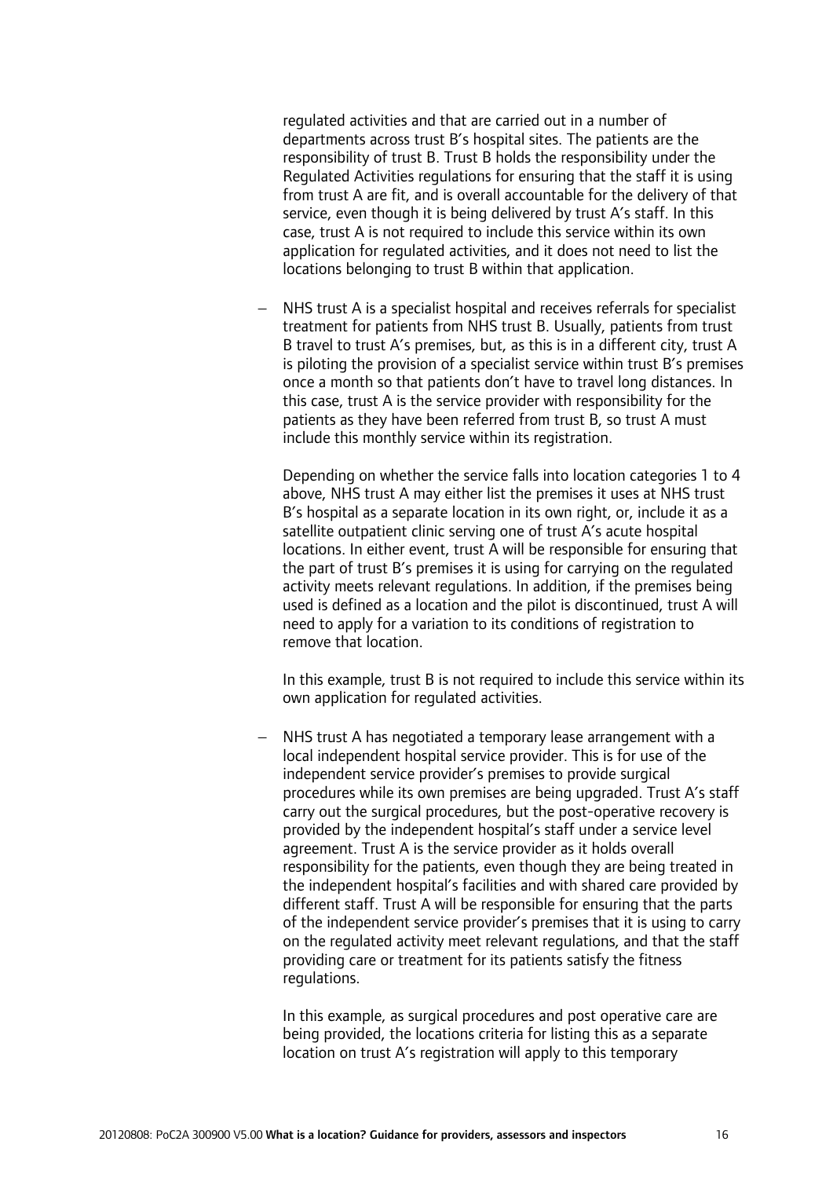regulated activities and that are carried out in a number of departments across trust B's hospital sites. The patients are the responsibility of trust B. Trust B holds the responsibility under the Regulated Activities regulations for ensuring that the staff it is using from trust A are fit, and is overall accountable for the delivery of that service, even though it is being delivered by trust A's staff. In this case, trust A is not required to include this service within its own application for regulated activities, and it does not need to list the locations belonging to trust B within that application.

- NHS trust A is a specialist hospital and receives referrals for specialist treatment for patients from NHS trust B. Usually, patients from trust B travel to trust A's premises, but, as this is in a different city, trust A is piloting the provision of a specialist service within trust B's premises once a month so that patients don't have to travel long distances. In this case, trust A is the service provider with responsibility for the patients as they have been referred from trust B, so trust A must include this monthly service within its registration.

  Depending on whether the service falls into location categories 1 to 4 above, NHS trust A may either list the premises it uses at NHS trust B's hospital as a separate location in its own right, or, include it as a satellite outpatient clinic serving one of trust A's acute hospital locations. In either event, trust A will be responsible for ensuring that the part of trust B's premises it is using for carrying on the regulated activity meets relevant regulations. In addition, if the premises being used is defined as a location and the pilot is discontinued, trust A will need to apply for a variation to its conditions of registration to remove that location.

  In this example, trust B is not required to include this service within its own application for regulated activities.

- NHS trust A has negotiated a temporary lease arrangement with a local independent hospital service provider. This is for use of the independent service provider's premises to provide surgical procedures while its own premises are being upgraded. Trust A's staff carry out the surgical procedures, but the post-operative recovery is provided by the independent hospital's staff under a service level agreement. Trust A is the service provider as it holds overall responsibility for the patients, even though they are being treated in the independent hospital's facilities and with shared care provided by different staff. Trust A will be responsible for ensuring that the parts of the independent service provider's premises that it is using to carry on the regulated activity meet relevant regulations, and that the staff providing care or treatment for its patients satisfy the fitness regulations.

  In this example, as surgical procedures and post operative care are being provided, the locations criteria for listing this as a separate location on trust A's registration will apply to this temporary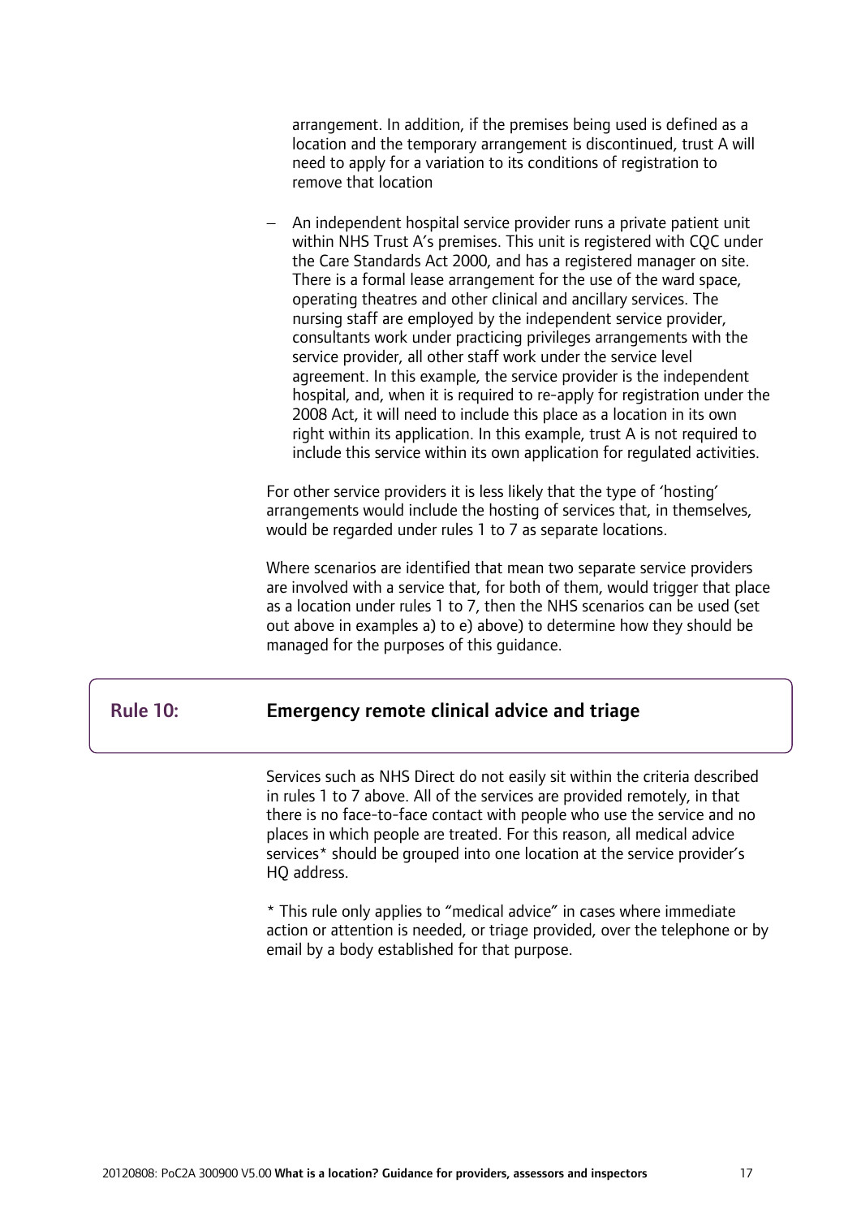arrangement. In addition, if the premises being used is defined as a location and the temporary arrangement is discontinued, trust A will need to apply for a variation to its conditions of registration to remove that location

- An independent hospital service provider runs a private patient unit within NHS Trust A's premises. This unit is registered with CQC under the Care Standards Act 2000, and has a registered manager on site. There is a formal lease arrangement for the use of the ward space, operating theatres and other clinical and ancillary services. The nursing staff are employed by the independent service provider, consultants work under practicing privileges arrangements with the service provider, all other staff work under the service level agreement. In this example, the service provider is the independent hospital, and, when it is required to re-apply for registration under the 2008 Act, it will need to include this place as a location in its own right within its application. In this example, trust A is not required to include this service within its own application for regulated activities.

For other service providers it is less likely that the type of 'hosting' arrangements would include the hosting of services that, in themselves, would be regarded under rules 1 to 7 as separate locations.

Where scenarios are identified that mean two separate service providers are involved with a service that, for both of them, would trigger that place as a location under rules 1 to 7, then the NHS scenarios can be used (set out above in examples a) to e) above) to determine how they should be managed for the purposes of this guidance.

## Rule 10: Emergency remote clinical advice and triage

Services such as NHS Direct do not easily sit within the criteria described in rules 1 to 7 above. All of the services are provided remotely, in that there is no face-to-face contact with people who use the service and no places in which people are treated. For this reason, all medical advice services* should be grouped into one location at the service provider's HQ address.

* This rule only applies to "medical advice" in cases where immediate action or attention is needed, or triage provided, over the telephone or by email by a body established for that purpose.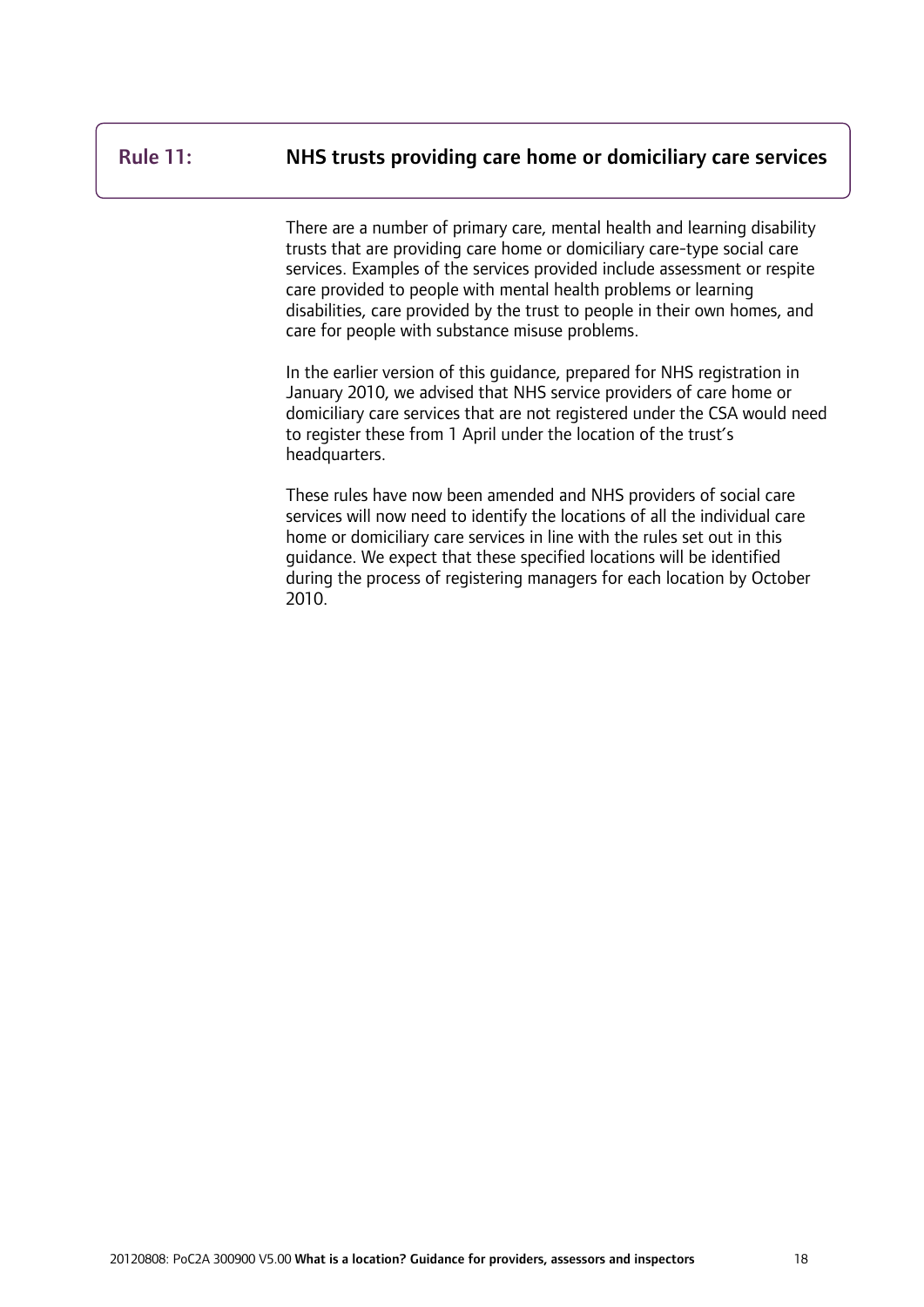## Rule 11: NHS trusts providing care home or domiciliary care services

There are a number of primary care, mental health and learning disability trusts that are providing care home or domiciliary care-type social care services. Examples of the services provided include assessment or respite care provided to people with mental health problems or learning disabilities, care provided by the trust to people in their own homes, and care for people with substance misuse problems.

In the earlier version of this guidance, prepared for NHS registration in January 2010, we advised that NHS service providers of care home or domiciliary care services that are not registered under the CSA would need to register these from 1 April under the location of the trust's headquarters.

These rules have now been amended and NHS providers of social care services will now need to identify the locations of all the individual care home or domiciliary care services in line with the rules set out in this guidance. We expect that these specified locations will be identified during the process of registering managers for each location by October 2010.